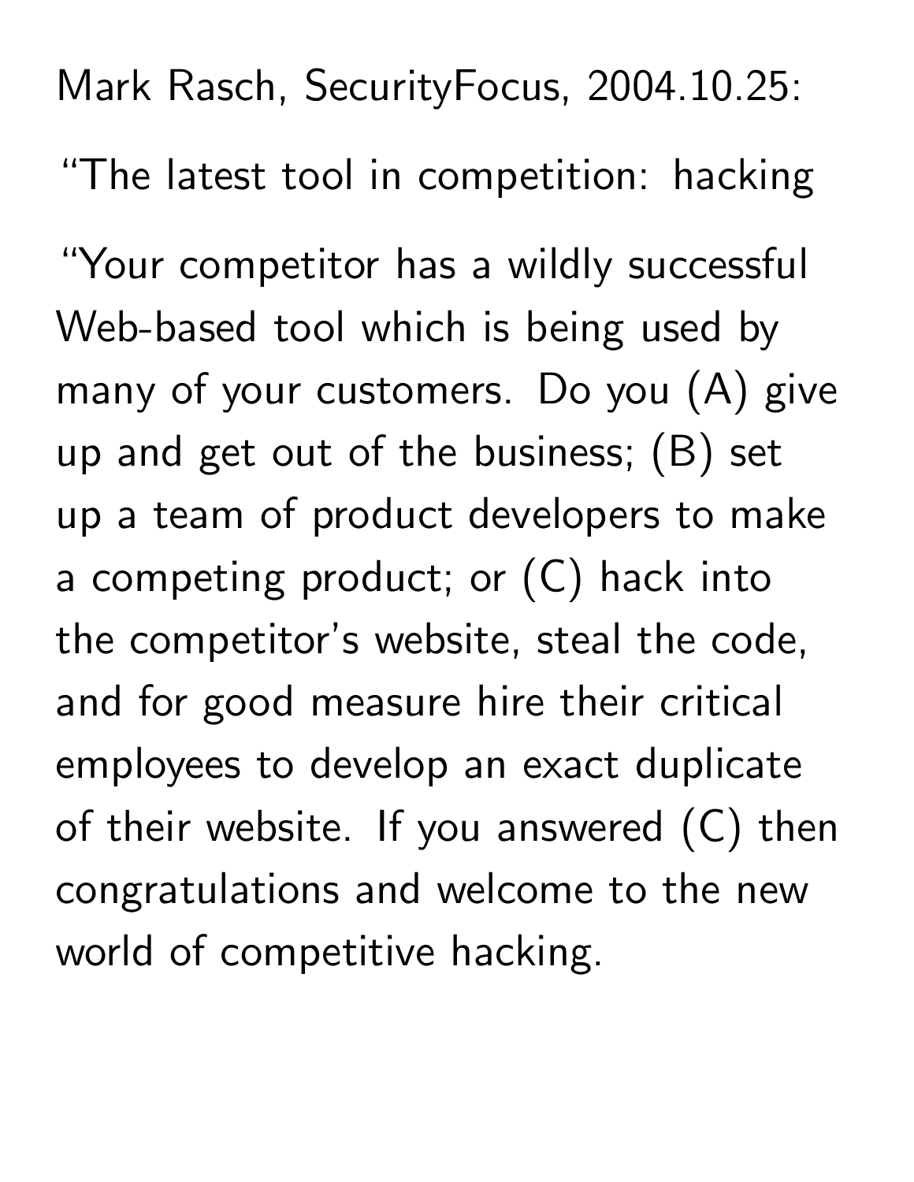Mark Rasch, SecurityFocus, 2004.10.25:

"The latest tool in competition: hacking

"Your competitor has a wildly successful Web-based tool which is being used by many of your customers. Do you (A) give up and get out of the business; (B) set up a team of product developers to make a competing product; or (C) hack into the competitor's website, steal the code, and for good measure hire their critical employees to develop an exact duplicate of their website. If you answered (C) then congratulations and welcome to the new world of competitive hacking.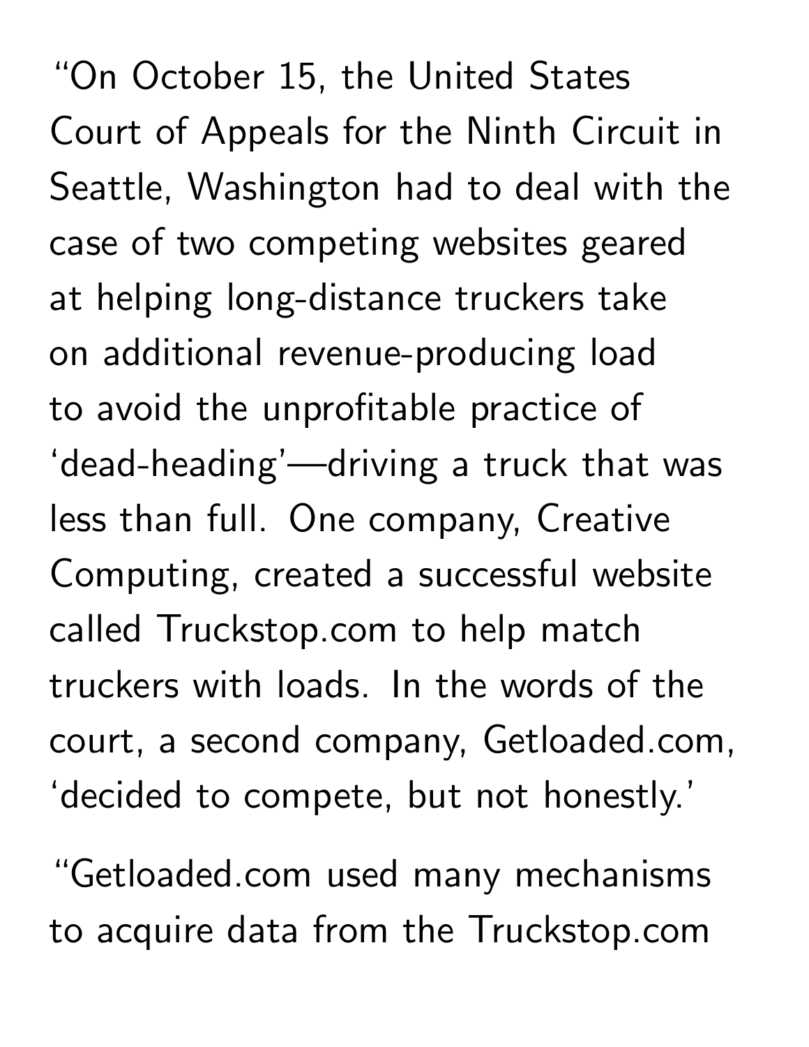"On October 15, the United States Court of Appeals for the Ninth Circuit in Seattle, Washington had to deal with the case of two competing websites geared at helping long-distance truckers take on additional revenue-producing load to avoid the unprofitable practice of 'dead-heading'—driving a truck that was less than full. One company, Creative Computing, created a successful website called Truckstop.com to help match truckers with loads. In the words of the court, a second company, Getloaded.com, 'decided to compete, but not honestly.'

"Getloaded.com used many mechanisms to acquire data from the Truckstop.com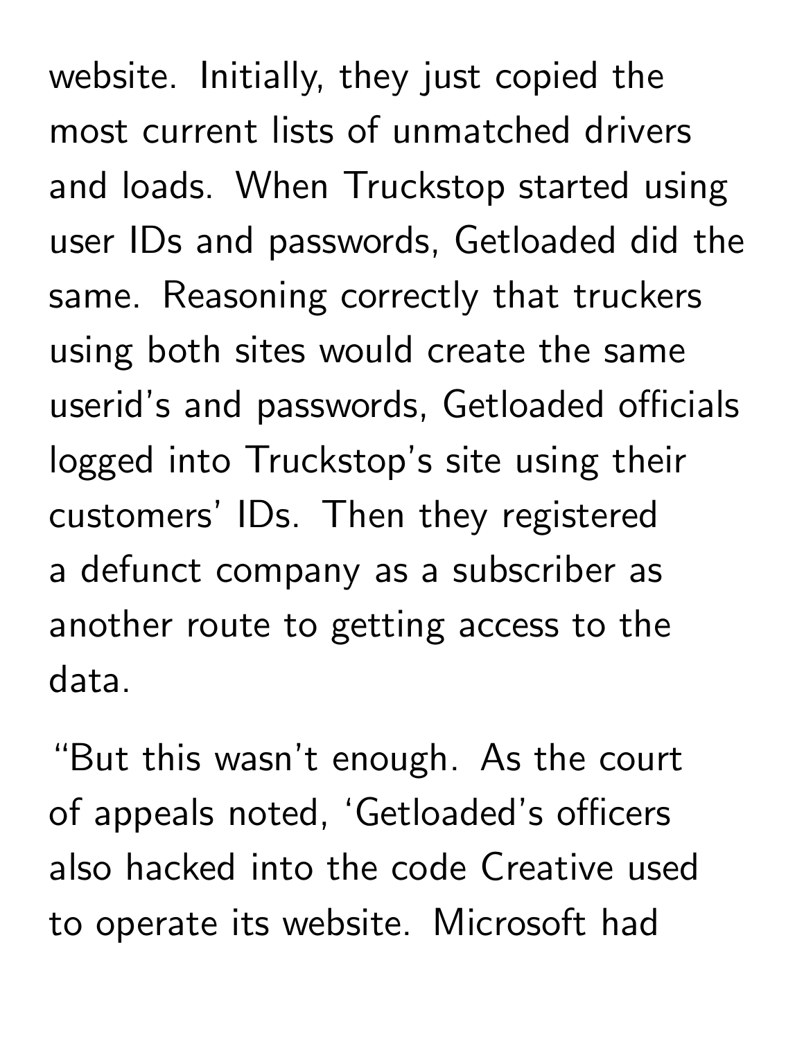website. Initially, they just copied the most current lists of unmatched drivers and loads. When Truckstop started using user IDs and passwords, Getloaded did the same. Reasoning correctly that truckers using both sites would create the same userid's and passwords, Getloaded officials logged into Truckstop's site using their customers' IDs. Then they registered a defunct company as a subscriber as another route to getting access to the data.

"But this wasn't enough. As the court of appeals noted, 'Getloaded's officers also hacked into the code Creative used to operate its website. Microsoft had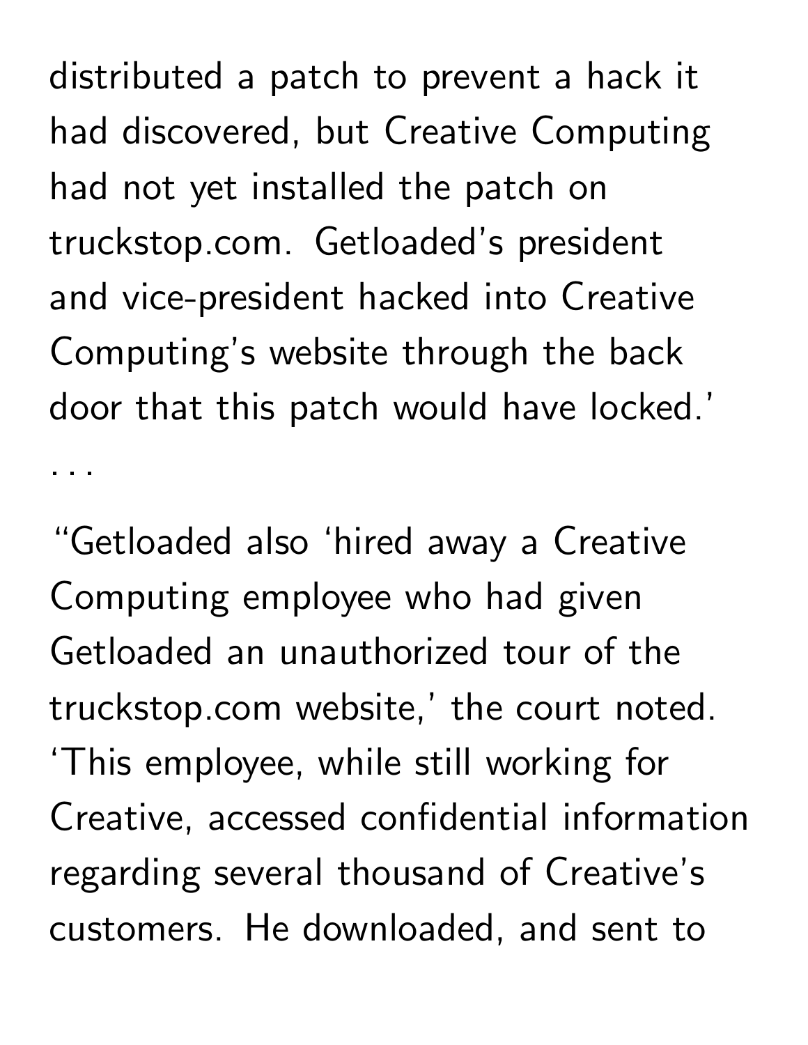distributed a patch to prevent a hack it had discovered, but Creative Computing had not yet installed the patch on truckstop.com. Getloaded's president and vice-president hacked into Creative Computing's website through the back door that this patch would have locked.'

. . .

"Getloaded also 'hired away a Creative Computing employee who had given Getloaded an unauthorized tour of the truckstop.com website,' the court noted. 'This employee, while still working for Creative, accessed confidential information regarding several thousand of Creative's customers. He downloaded, and sent to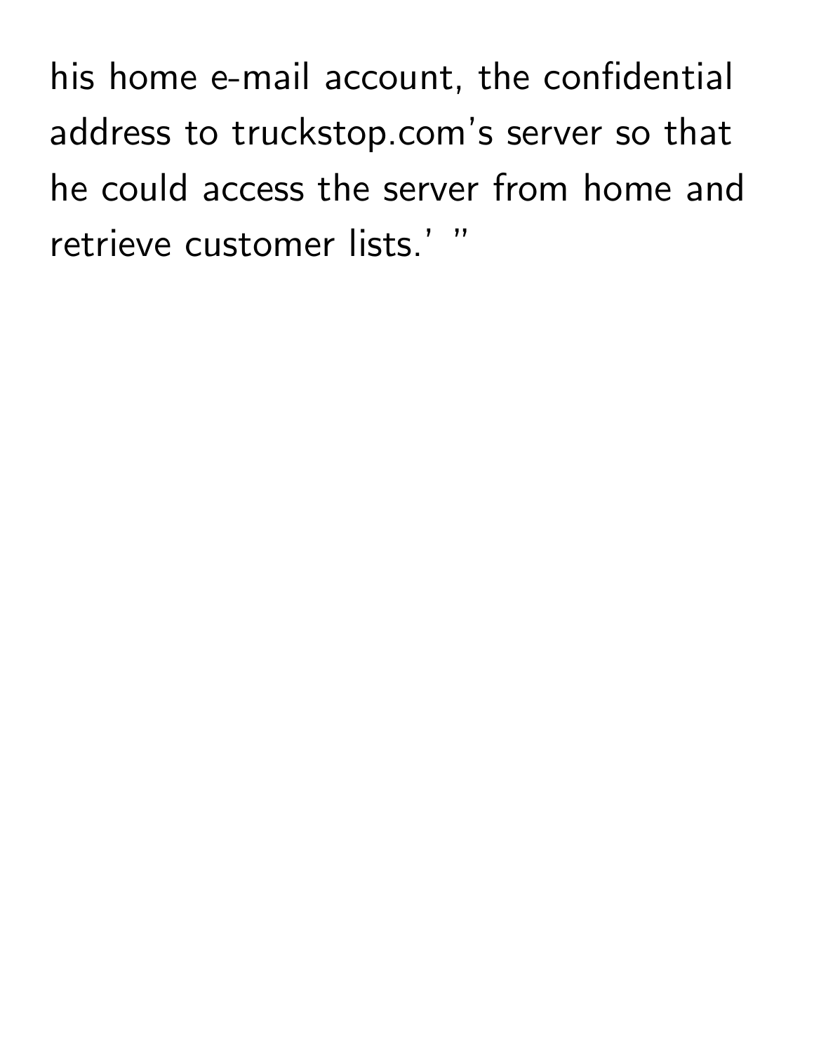his home e-mail account, the confidential address to truckstop.com's server so that he could access the server from home and retrieve customer lists.' "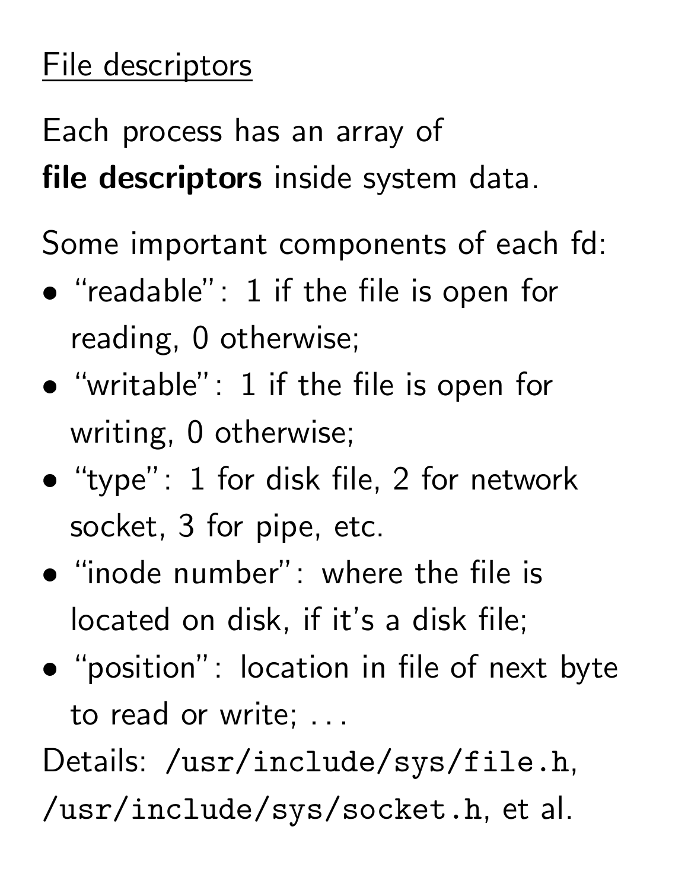# File descriptors

Each process has an array of **file descriptors** inside system data.

Some important components of each fd:

- "readable": 1 if the file is open for reading, 0 otherwise;
- "writable": 1 if the file is open for writing, 0 otherwise;
- "type": 1 for disk file, 2 for network socket, 3 for pipe, etc.
- "inode number": where the file is located on disk, if it's a disk file;
- "position": location in file of next byte to read or write; ...

Details: `/usr/include/sys/file.h`, `/usr/include/sys/socket.h`, et al.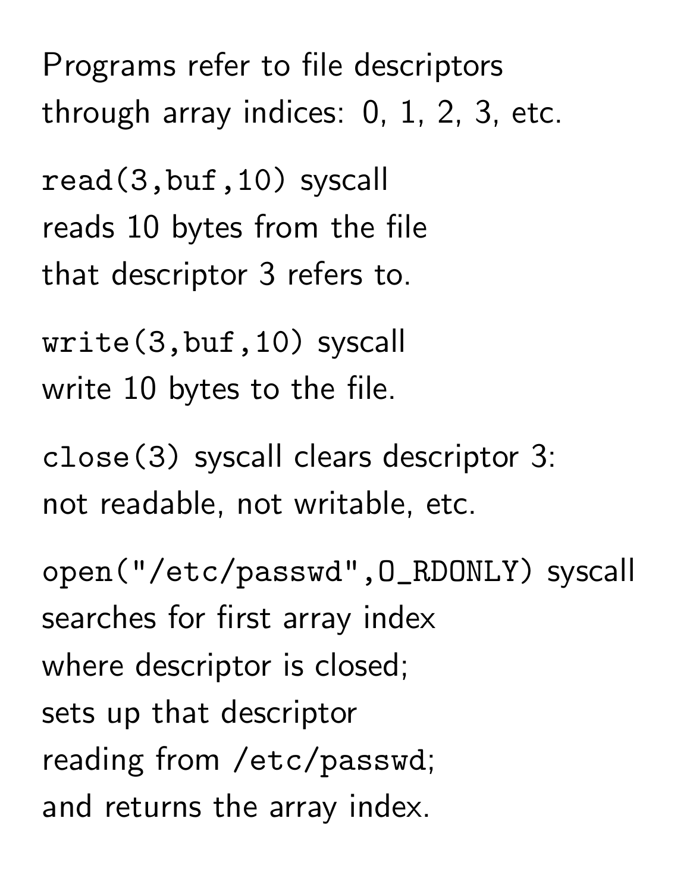Programs refer to file descriptors through array indices: 0, 1, 2, 3, etc.

`read(3,buf,10)` syscall reads 10 bytes from the file that descriptor 3 refers to.

`write(3,buf,10)` syscall write 10 bytes to the file.

`close(3)` syscall clears descriptor 3: not readable, not writable, etc.

`open("/etc/passwd",O_RDONLY)` syscall searches for first array index where descriptor is closed; sets up that descriptor reading from `/etc/passwd`; and returns the array index.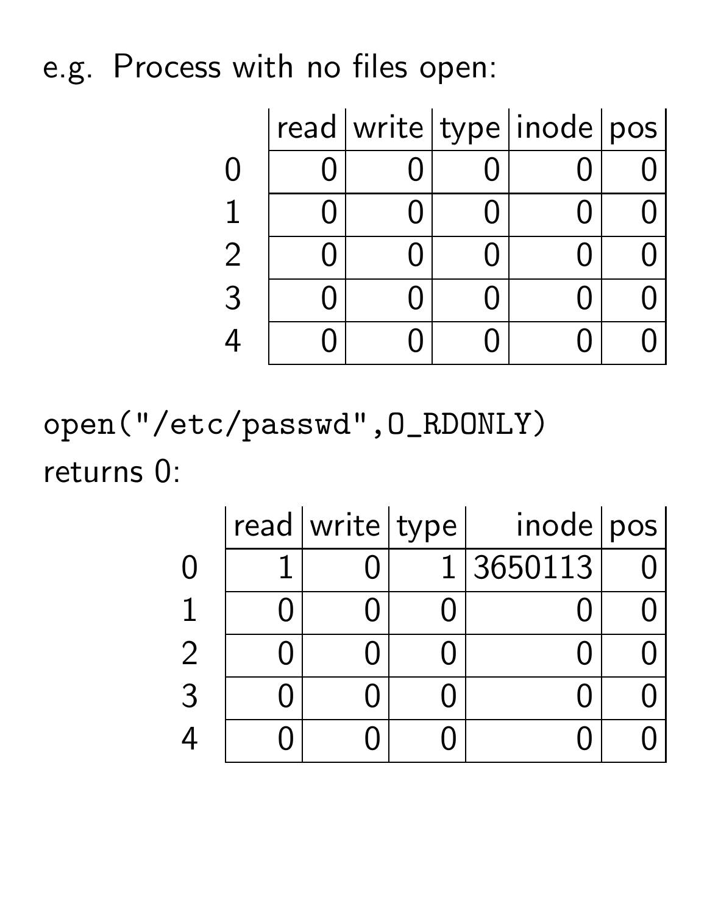e.g. Process with no files open:

| | read | write | type | inode | pos |
|---|---|---|---|---|---|
| 0 | 0 | 0 | 0 | 0 | 0 |
| 1 | 0 | 0 | 0 | 0 | 0 |
| 2 | 0 | 0 | 0 | 0 | 0 |
| 3 | 0 | 0 | 0 | 0 | 0 |
| 4 | 0 | 0 | 0 | 0 | 0 |

`open("/etc/passwd",O_RDONLY)`

returns 0:

| | read | write | type | inode | pos |
|---|---|---|---|---|---|
| 0 | 1 | 0 | 1 | 3650113 | 0 |
| 1 | 0 | 0 | 0 | 0 | 0 |
| 2 | 0 | 0 | 0 | 0 | 0 |
| 3 | 0 | 0 | 0 | 0 | 0 |
| 4 | 0 | 0 | 0 | 0 | 0 |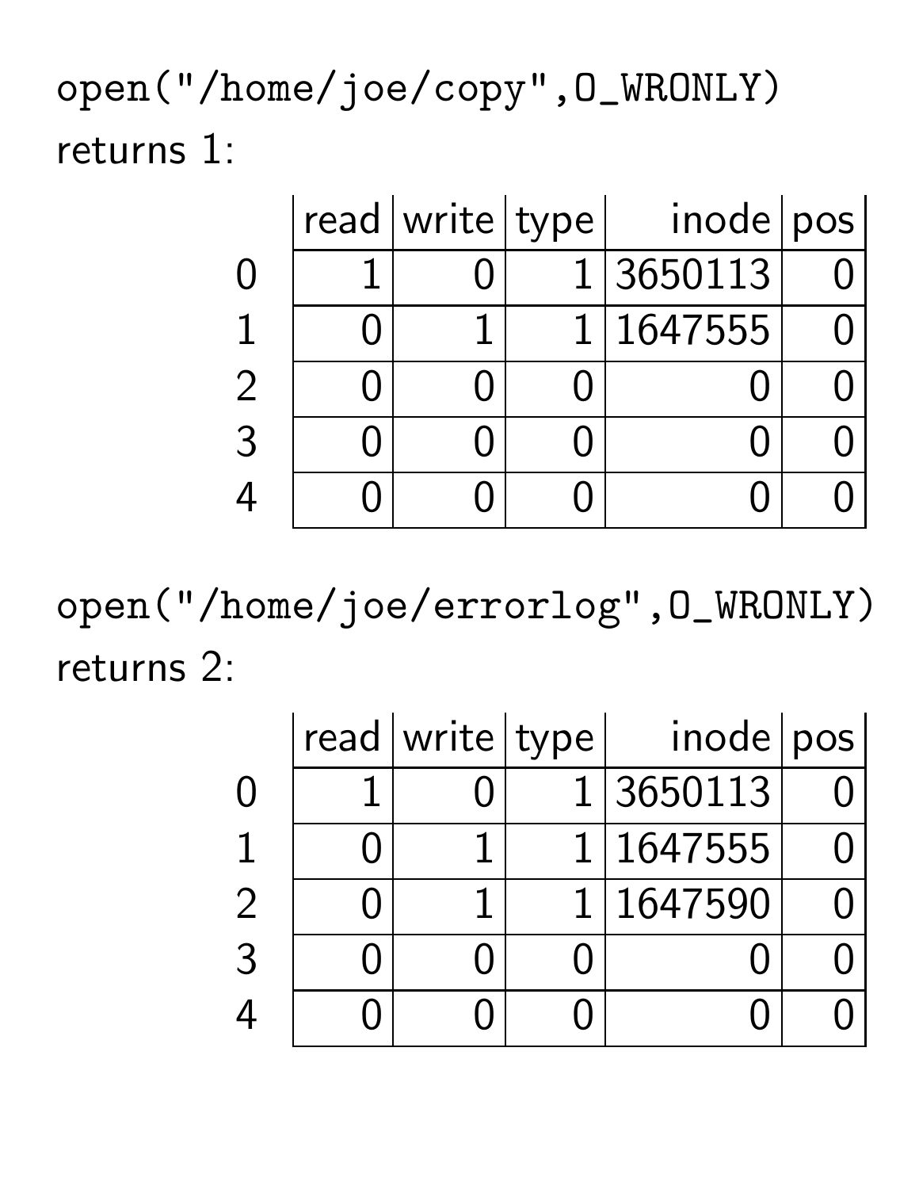`open("/home/joe/copy",O_WRONLY)`
returns 1:

| | read | write | type | inode | pos |
|---|---|---|---|---|---|
| 0 | 1 | 0 | 1 | 3650113 | 0 |
| 1 | 0 | 1 | 1 | 1647555 | 0 |
| 2 | 0 | 0 | 0 | 0 | 0 |
| 3 | 0 | 0 | 0 | 0 | 0 |
| 4 | 0 | 0 | 0 | 0 | 0 |

`open("/home/joe/errorlog",O_WRONLY)`
returns 2:

| | read | write | type | inode | pos |
|---|---|---|---|---|---|
| 0 | 1 | 0 | 1 | 3650113 | 0 |
| 1 | 0 | 1 | 1 | 1647555 | 0 |
| 2 | 0 | 1 | 1 | 1647590 | 0 |
| 3 | 0 | 0 | 0 | 0 | 0 |
| 4 | 0 | 0 | 0 | 0 | 0 |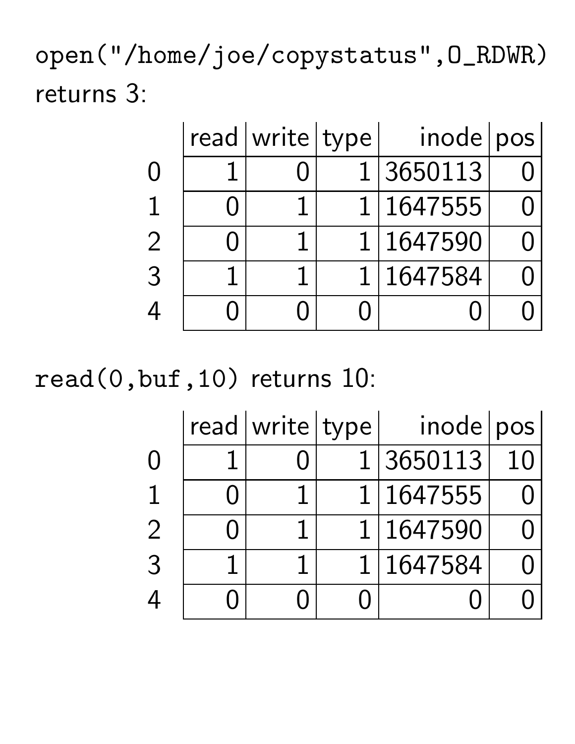`open("/home/joe/copystatus",O_RDWR)` returns 3:

| | read | write | type | inode | pos |
|---|---|---|---|---|---|
| 0 | 1 | 0 | 1 | 3650113 | 0 |
| 1 | 0 | 1 | 1 | 1647555 | 0 |
| 2 | 0 | 1 | 1 | 1647590 | 0 |
| 3 | 1 | 1 | 1 | 1647584 | 0 |
| 4 | 0 | 0 | 0 | 0 | 0 |

`read(0,buf,10)` returns 10:

| | read | write | type | inode | pos |
|---|---|---|---|---|---|
| 0 | 1 | 0 | 1 | 3650113 | 10 |
| 1 | 0 | 1 | 1 | 1647555 | 0 |
| 2 | 0 | 1 | 1 | 1647590 | 0 |
| 3 | 1 | 1 | 1 | 1647584 | 0 |
| 4 | 0 | 0 | 0 | 0 | 0 |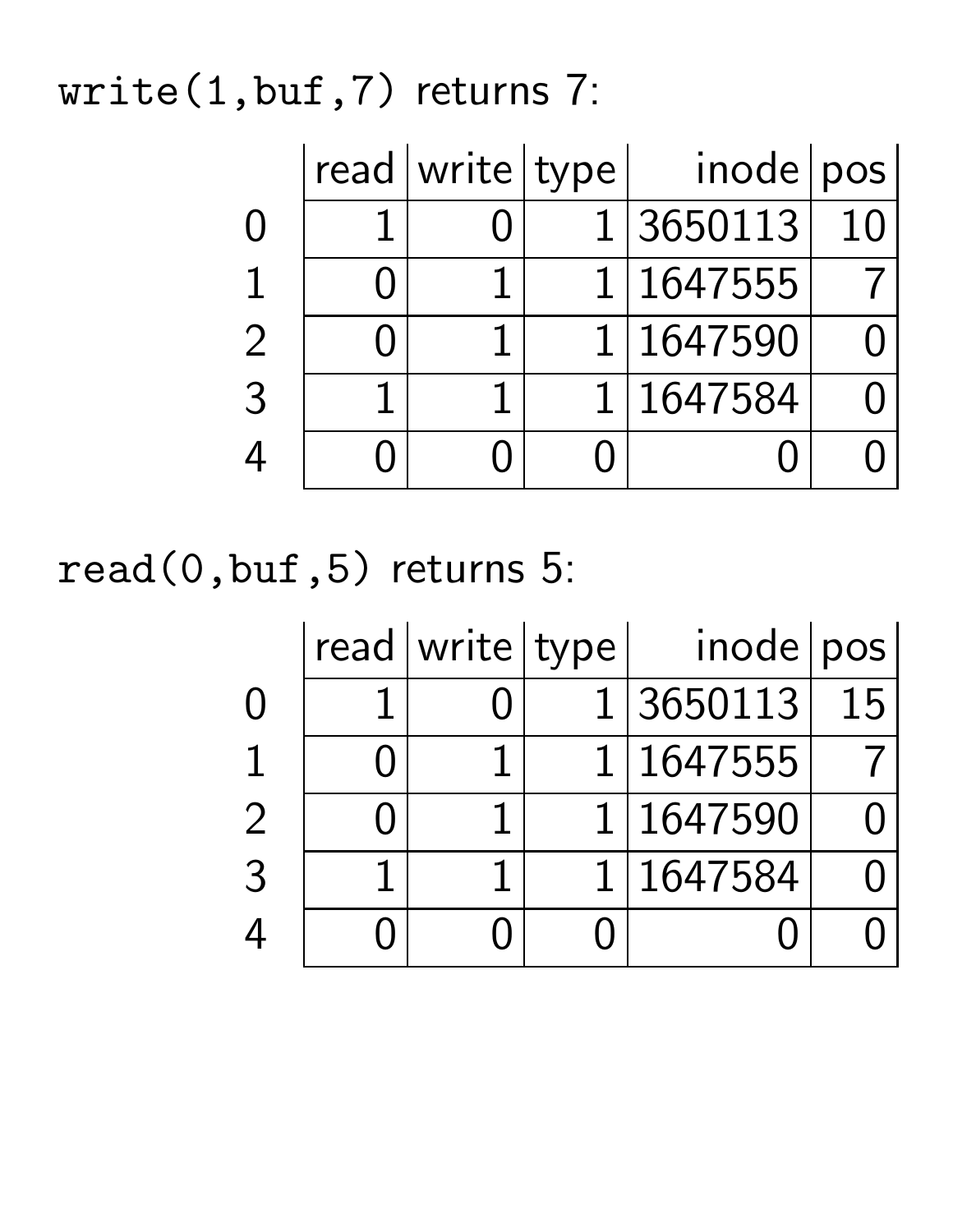`write(1,buf,7)` returns 7:

| | read | write | type | inode | pos |
|---|---|---|---|---|---|
| 0 | 1 | 0 | 1 | 3650113 | 10 |
| 1 | 0 | 1 | 1 | 1647555 | 7 |
| 2 | 0 | 1 | 1 | 1647590 | 0 |
| 3 | 1 | 1 | 1 | 1647584 | 0 |
| 4 | 0 | 0 | 0 | 0 | 0 |

`read(0,buf,5)` returns 5:

| | read | write | type | inode | pos |
|---|---|---|---|---|---|
| 0 | 1 | 0 | 1 | 3650113 | 15 |
| 1 | 0 | 1 | 1 | 1647555 | 7 |
| 2 | 0 | 1 | 1 | 1647590 | 0 |
| 3 | 1 | 1 | 1 | 1647584 | 0 |
| 4 | 0 | 0 | 0 | 0 | 0 |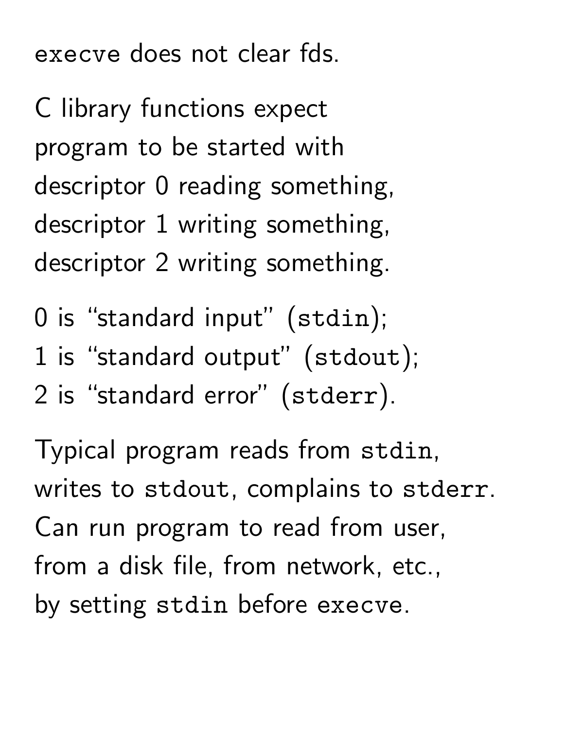`execve` does not clear fds.

C library functions expect
program to be started with
descriptor 0 reading something,
descriptor 1 writing something,
descriptor 2 writing something.

0 is "standard input" (`stdin`);
1 is "standard output" (`stdout`);
2 is "standard error" (`stderr`).

Typical program reads from `stdin`,
writes to `stdout`, complains to `stderr`.
Can run program to read from user,
from a disk file, from network, etc.,
by setting `stdin` before `execve`.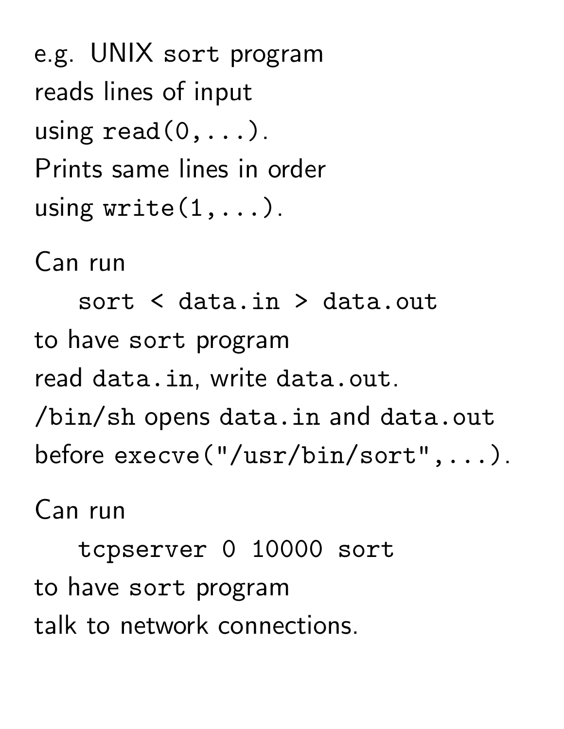e.g. UNIX `sort` program
reads lines of input
using `read(0,...)`.
Prints same lines in order
using `write(1,...)`.

Can run

```
sort < data.in > data.out
```

to have `sort` program
read `data.in`, write `data.out`.
`/bin/sh` opens `data.in` and `data.out`
before `execve("/usr/bin/sort",...)`.

Can run

```
tcpserver 0 10000 sort
```

to have `sort` program
talk to network connections.